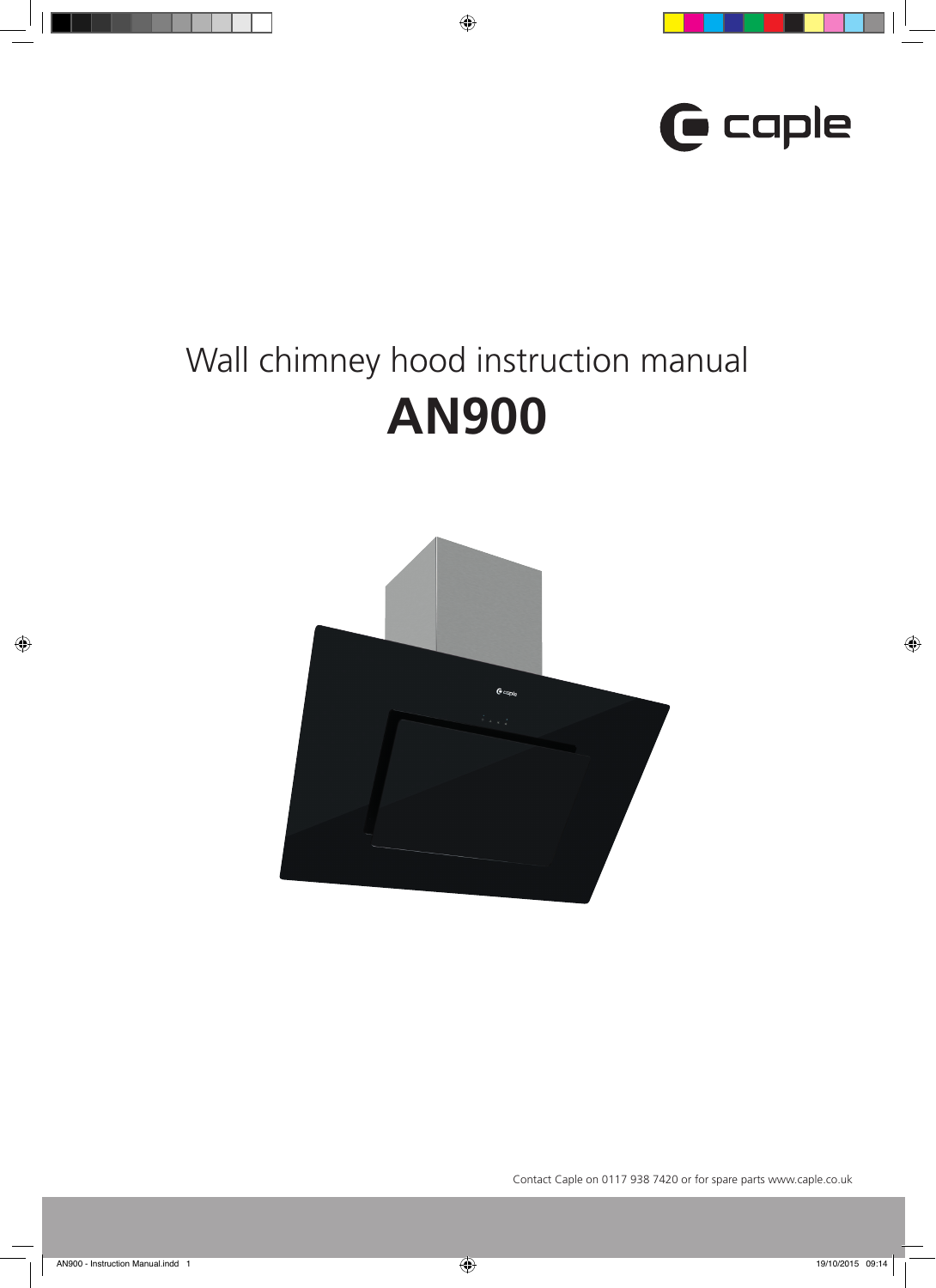Wall chimney hood instruction manual

# AN900

Contact Caple on 0117 938 7420 or for spare parts www.caple.co.uk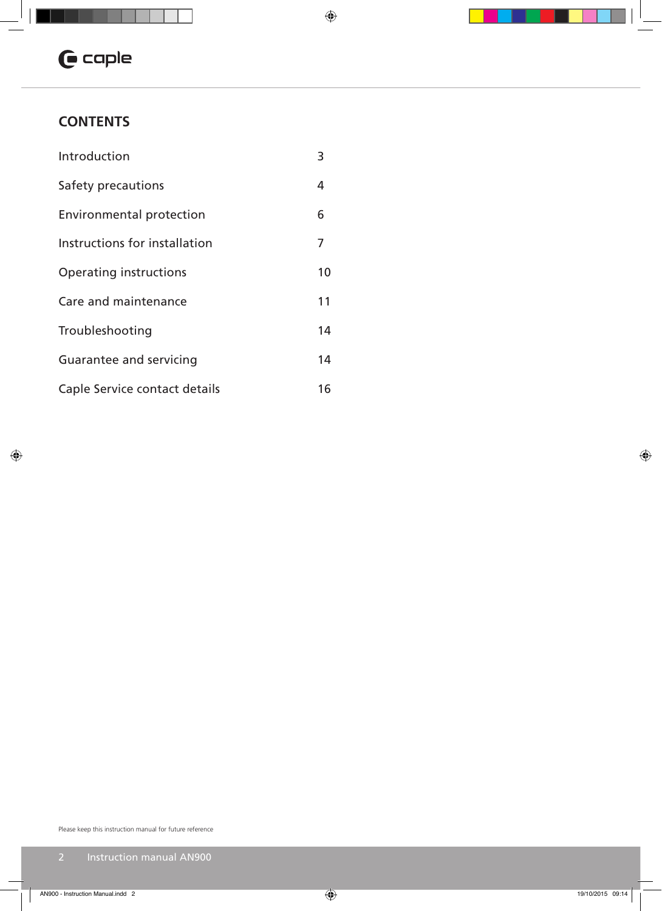## CONTENTS

| | |
|---|---|
| Introduction | 3 |
| Safety precautions | 4 |
| Environmental protection | 6 |
| Instructions for installation | 7 |
| Operating instructions | 10 |
| Care and maintenance | 11 |
| Troubleshooting | 14 |
| Guarantee and servicing | 14 |
| Caple Service contact details | 16 |

Please keep this instruction manual for future reference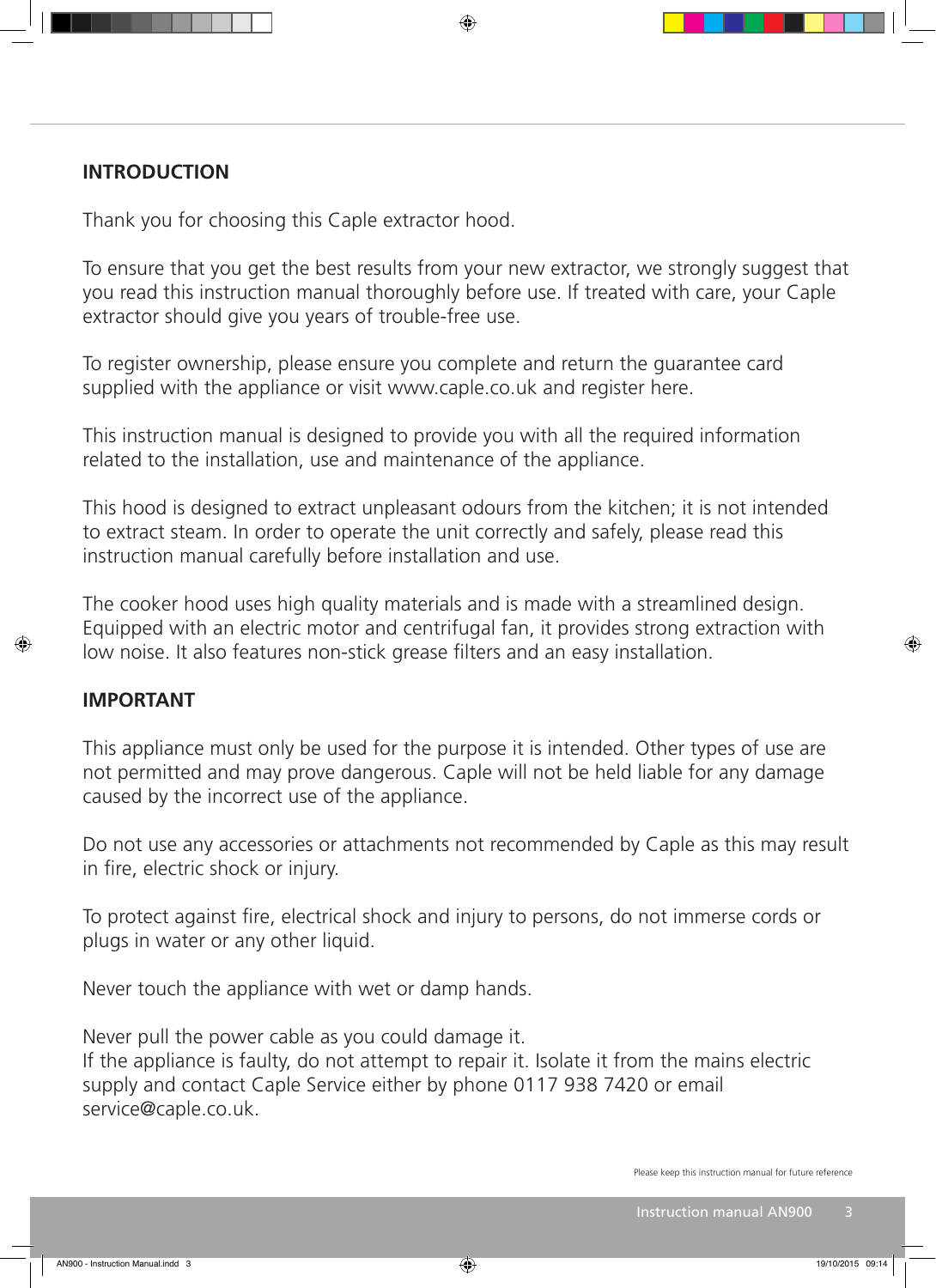## INTRODUCTION

Thank you for choosing this Caple extractor hood.

To ensure that you get the best results from your new extractor, we strongly suggest that you read this instruction manual thoroughly before use. If treated with care, your Caple extractor should give you years of trouble-free use.

To register ownership, please ensure you complete and return the guarantee card supplied with the appliance or visit www.caple.co.uk and register here.

This instruction manual is designed to provide you with all the required information related to the installation, use and maintenance of the appliance.

This hood is designed to extract unpleasant odours from the kitchen; it is not intended to extract steam. In order to operate the unit correctly and safely, please read this instruction manual carefully before installation and use.

The cooker hood uses high quality materials and is made with a streamlined design. Equipped with an electric motor and centrifugal fan, it provides strong extraction with low noise. It also features non-stick grease filters and an easy installation.

## IMPORTANT

This appliance must only be used for the purpose it is intended. Other types of use are not permitted and may prove dangerous. Caple will not be held liable for any damage caused by the incorrect use of the appliance.

Do not use any accessories or attachments not recommended by Caple as this may result in fire, electric shock or injury.

To protect against fire, electrical shock and injury to persons, do not immerse cords or plugs in water or any other liquid.

Never touch the appliance with wet or damp hands.

Never pull the power cable as you could damage it.
If the appliance is faulty, do not attempt to repair it. Isolate it from the mains electric supply and contact Caple Service either by phone 0117 938 7420 or email service@caple.co.uk.

Please keep this instruction manual for future reference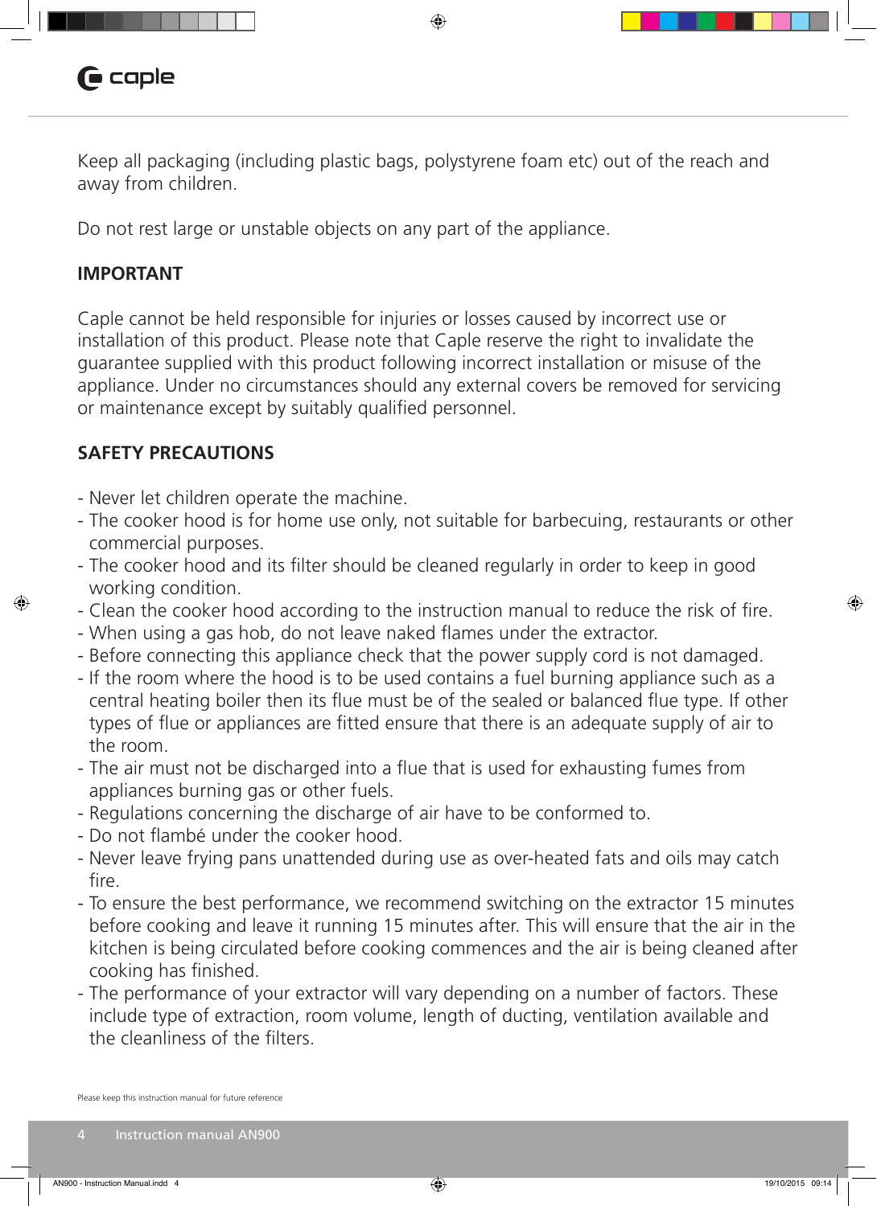Keep all packaging (including plastic bags, polystyrene foam etc) out of the reach and away from children.

Do not rest large or unstable objects on any part of the appliance.

## IMPORTANT

Caple cannot be held responsible for injuries or losses caused by incorrect use or installation of this product. Please note that Caple reserve the right to invalidate the guarantee supplied with this product following incorrect installation or misuse of the appliance. Under no circumstances should any external covers be removed for servicing or maintenance except by suitably qualified personnel.

## SAFETY PRECAUTIONS

- Never let children operate the machine.
- The cooker hood is for home use only, not suitable for barbecuing, restaurants or other commercial purposes.
- The cooker hood and its filter should be cleaned regularly in order to keep in good working condition.
- Clean the cooker hood according to the instruction manual to reduce the risk of fire.
- When using a gas hob, do not leave naked flames under the extractor.
- Before connecting this appliance check that the power supply cord is not damaged.
- If the room where the hood is to be used contains a fuel burning appliance such as a central heating boiler then its flue must be of the sealed or balanced flue type. If other types of flue or appliances are fitted ensure that there is an adequate supply of air to the room.
- The air must not be discharged into a flue that is used for exhausting fumes from appliances burning gas or other fuels.
- Regulations concerning the discharge of air have to be conformed to.
- Do not flambé under the cooker hood.
- Never leave frying pans unattended during use as over-heated fats and oils may catch fire.
- To ensure the best performance, we recommend switching on the extractor 15 minutes before cooking and leave it running 15 minutes after. This will ensure that the air in the kitchen is being circulated before cooking commences and the air is being cleaned after cooking has finished.
- The performance of your extractor will vary depending on a number of factors. These include type of extraction, room volume, length of ducting, ventilation available and the cleanliness of the filters.

Please keep this instruction manual for future reference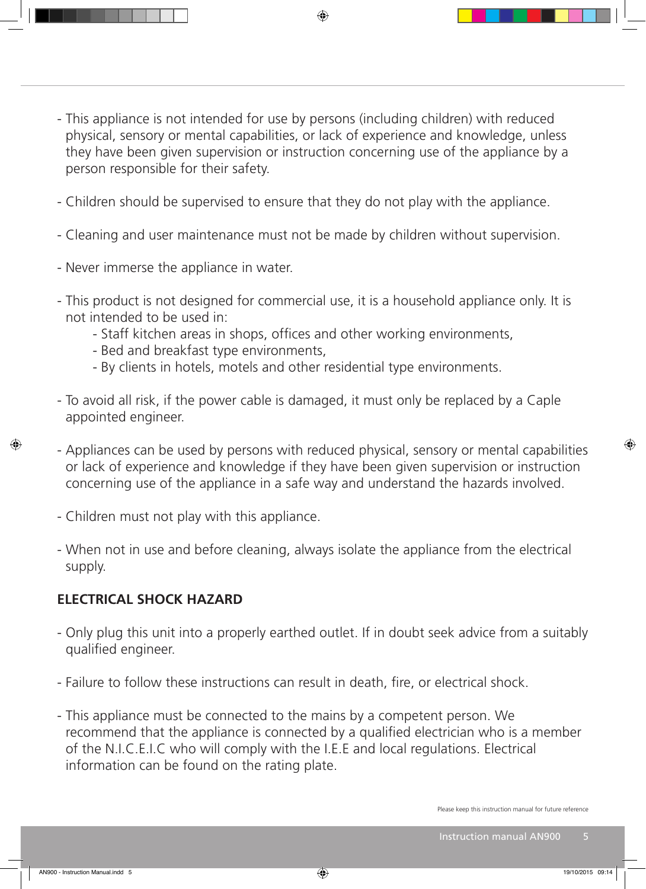- This appliance is not intended for use by persons (including children) with reduced physical, sensory or mental capabilities, or lack of experience and knowledge, unless they have been given supervision or instruction concerning use of the appliance by a person responsible for their safety.

- Children should be supervised to ensure that they do not play with the appliance.

- Cleaning and user maintenance must not be made by children without supervision.

- Never immerse the appliance in water.

- This product is not designed for commercial use, it is a household appliance only. It is not intended to be used in:
    - Staff kitchen areas in shops, offices and other working environments,
    - Bed and breakfast type environments,
    - By clients in hotels, motels and other residential type environments.

- To avoid all risk, if the power cable is damaged, it must only be replaced by a Caple appointed engineer.

- Appliances can be used by persons with reduced physical, sensory or mental capabilities or lack of experience and knowledge if they have been given supervision or instruction concerning use of the appliance in a safe way and understand the hazards involved.

- Children must not play with this appliance.

- When not in use and before cleaning, always isolate the appliance from the electrical supply.

**ELECTRICAL SHOCK HAZARD**

- Only plug this unit into a properly earthed outlet. If in doubt seek advice from a suitably qualified engineer.

- Failure to follow these instructions can result in death, fire, or electrical shock.

- This appliance must be connected to the mains by a competent person. We recommend that the appliance is connected by a qualified electrician who is a member of the N.I.C.E.I.C who will comply with the I.E.E and local regulations. Electrical information can be found on the rating plate.

Please keep this instruction manual for future reference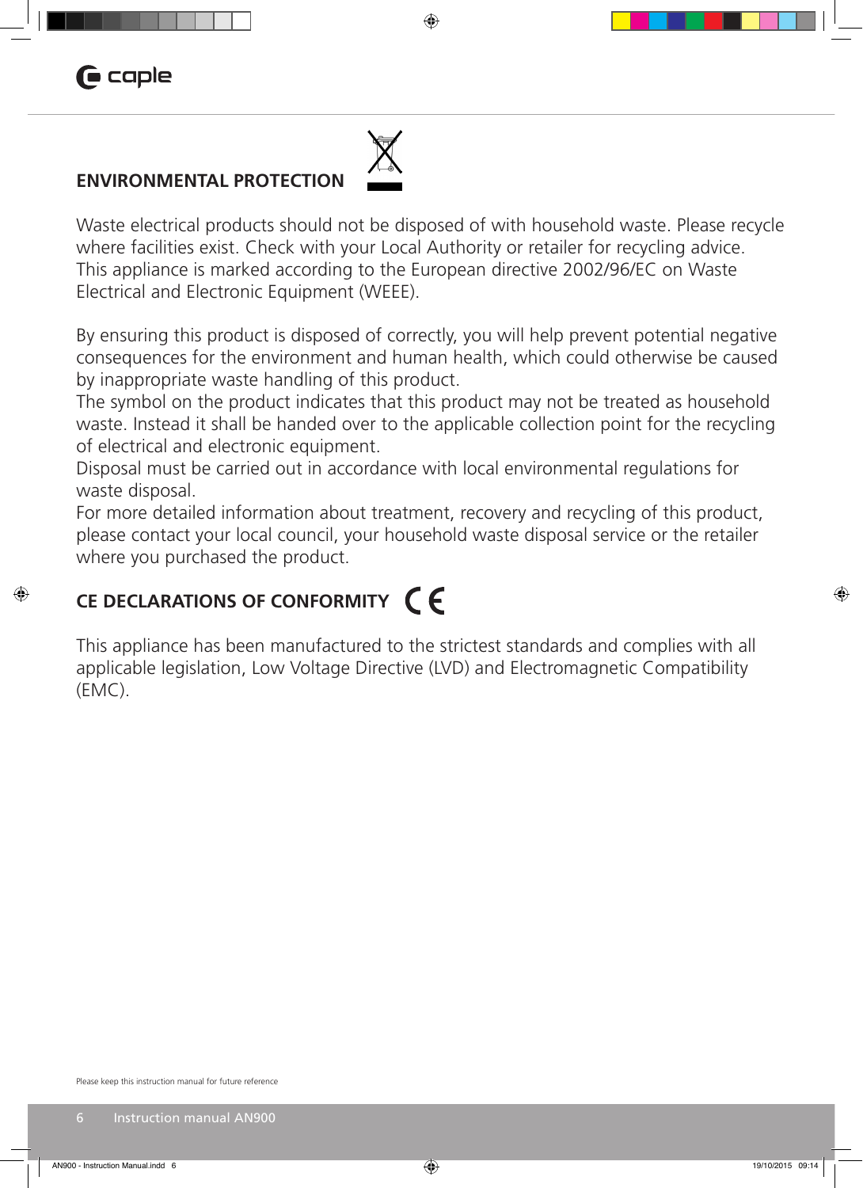## ENVIRONMENTAL PROTECTION

Waste electrical products should not be disposed of with household waste. Please recycle where facilities exist. Check with your Local Authority or retailer for recycling advice. This appliance is marked according to the European directive 2002/96/EC on Waste Electrical and Electronic Equipment (WEEE).

By ensuring this product is disposed of correctly, you will help prevent potential negative consequences for the environment and human health, which could otherwise be caused by inappropriate waste handling of this product.
The symbol on the product indicates that this product may not be treated as household waste. Instead it shall be handed over to the applicable collection point for the recycling of electrical and electronic equipment.
Disposal must be carried out in accordance with local environmental regulations for waste disposal.
For more detailed information about treatment, recovery and recycling of this product, please contact your local council, your household waste disposal service or the retailer where you purchased the product.

## CE DECLARATIONS OF CONFORMITY

This appliance has been manufactured to the strictest standards and complies with all applicable legislation, Low Voltage Directive (LVD) and Electromagnetic Compatibility (EMC).

Please keep this instruction manual for future reference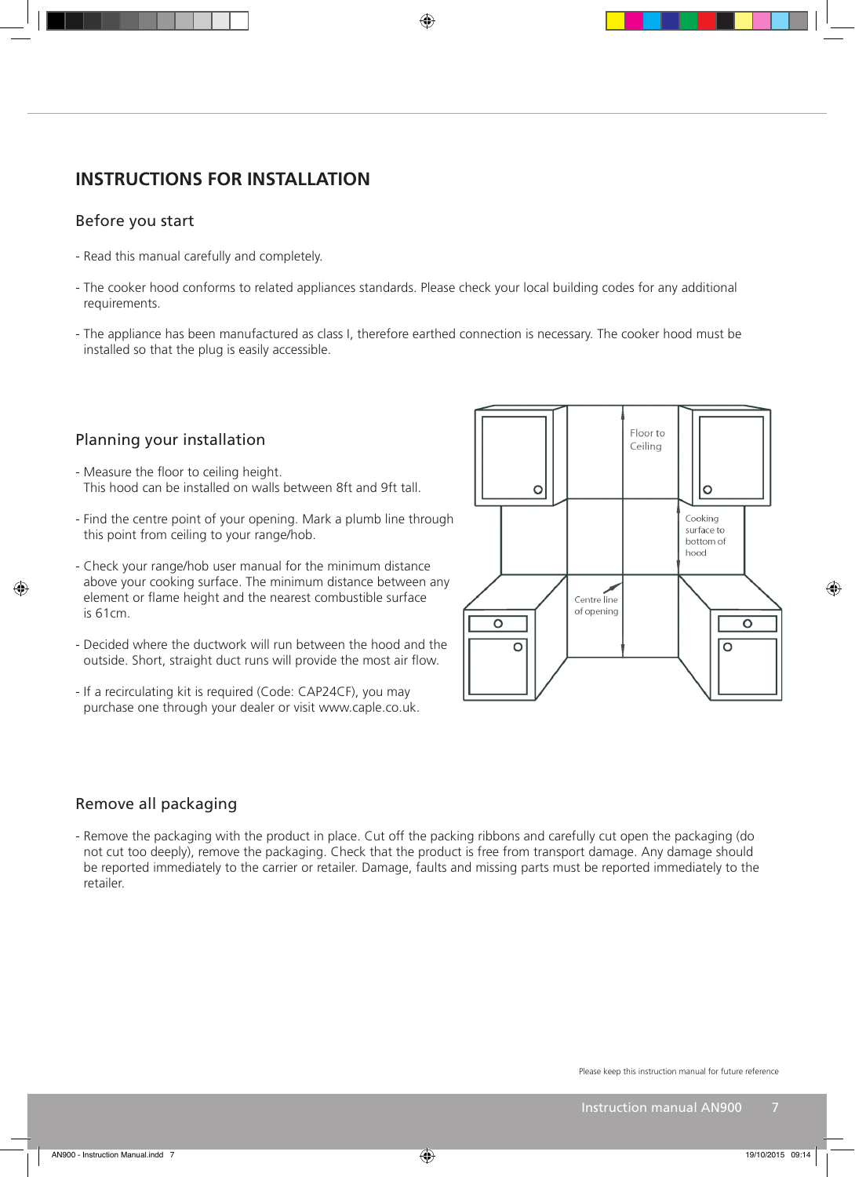# INSTRUCTIONS FOR INSTALLATION

## Before you start

- Read this manual carefully and completely.
- The cooker hood conforms to related appliances standards. Please check your local building codes for any additional requirements.
- The appliance has been manufactured as class I, therefore earthed connection is necessary. The cooker hood must be installed so that the plug is easily accessible.

## Planning your installation

- Measure the floor to ceiling height.
  This hood can be installed on walls between 8ft and 9ft tall.
- Find the centre point of your opening. Mark a plumb line through this point from ceiling to your range/hob.
- Check your range/hob user manual for the minimum distance above your cooking surface. The minimum distance between any element or flame height and the nearest combustible surface is 61cm.
- Decided where the ductwork will run between the hood and the outside. Short, straight duct runs will provide the most air flow.
- If a recirculating kit is required (Code: CAP24CF), you may purchase one through your dealer or visit www.caple.co.uk.

Floor to Ceiling

Cooking surface to bottom of hood

Centre line of opening

## Remove all packaging

- Remove the packaging with the product in place. Cut off the packing ribbons and carefully cut open the packaging (do not cut too deeply), remove the packaging. Check that the product is free from transport damage. Any damage should be reported immediately to the carrier or retailer. Damage, faults and missing parts must be reported immediately to the retailer.

Please keep this instruction manual for future reference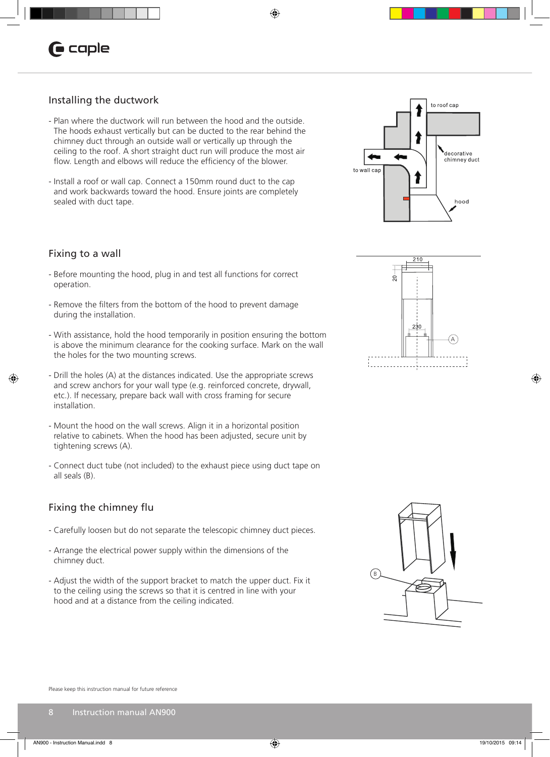## Installing the ductwork

- Plan where the ductwork will run between the hood and the outside. The hoods exhaust vertically but can be ducted to the rear behind the chimney duct through an outside wall or vertically up through the ceiling to the roof. A short straight duct run will produce the most air flow. Length and elbows will reduce the efficiency of the blower.

- Install a roof or wall cap. Connect a 150mm round duct to the cap and work backwards toward the hood. Ensure joints are completely sealed with duct tape.

## Fixing to a wall

- Before mounting the hood, plug in and test all functions for correct operation.

- Remove the filters from the bottom of the hood to prevent damage during the installation.

- With assistance, hold the hood temporarily in position ensuring the bottom is above the minimum clearance for the cooking surface. Mark on the wall the holes for the two mounting screws.

- Drill the holes (A) at the distances indicated. Use the appropriate screws and screw anchors for your wall type (e.g. reinforced concrete, drywall, etc.). If necessary, prepare back wall with cross framing for secure installation.

- Mount the hood on the wall screws. Align it in a horizontal position relative to cabinets. When the hood has been adjusted, secure unit by tightening screws (A).

- Connect duct tube (not included) to the exhaust piece using duct tape on all seals (B).

## Fixing the chimney flu

- Carefully loosen but do not separate the telescopic chimney duct pieces.

- Arrange the electrical power supply within the dimensions of the chimney duct.

- Adjust the width of the support bracket to match the upper duct. Fix it to the ceiling using the screws so that it is centred in line with your hood and at a distance from the ceiling indicated.

Please keep this instruction manual for future reference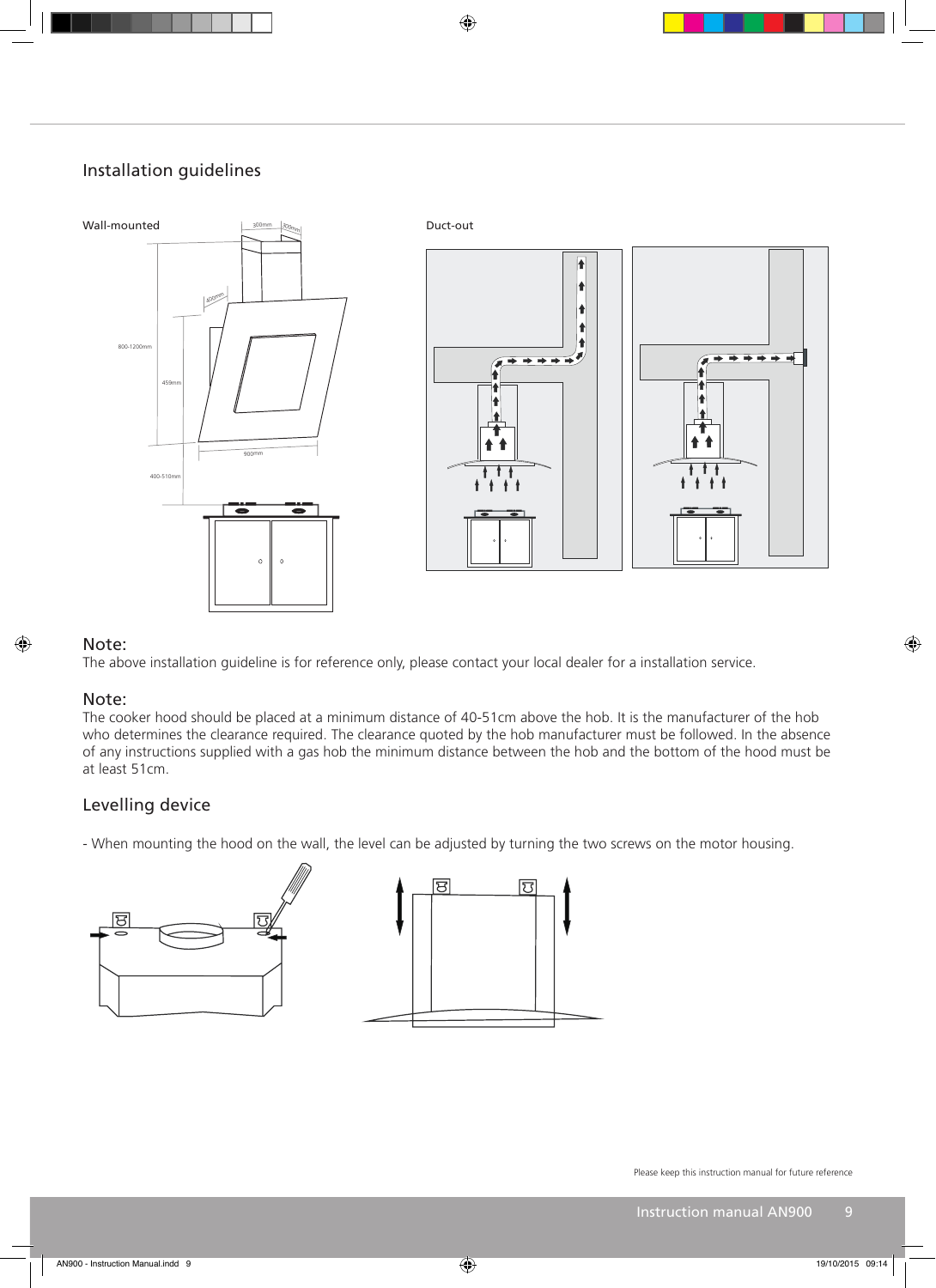## Installation guidelines

Wall-mounted

300mm 300mm 400mm 800-1200mm 459mm 900mm 400-510mm

Duct-out

### Note:

The above installation guideline is for reference only, please contact your local dealer for a installation service.

### Note:

The cooker hood should be placed at a minimum distance of 40-51cm above the hob. It is the manufacturer of the hob who determines the clearance required. The clearance quoted by the hob manufacturer must be followed. In the absence of any instructions supplied with a gas hob the minimum distance between the hob and the bottom of the hood must be at least 51cm.

## Levelling device

- When mounting the hood on the wall, the level can be adjusted by turning the two screws on the motor housing.

Please keep this instruction manual for future reference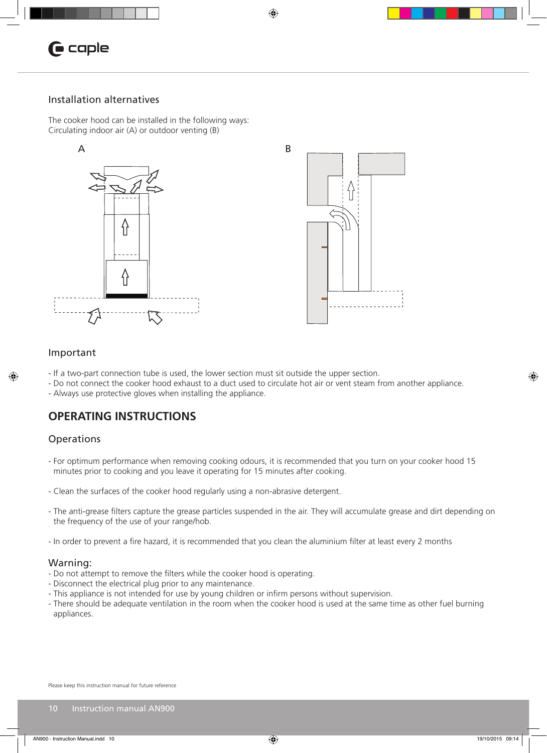## Installation alternatives

The cooker hood can be installed in the following ways:
Circulating indoor air (A) or outdoor venting (B)

A

B

## Important

- If a two-part connection tube is used, the lower section must sit outside the upper section.
- Do not connect the cooker hood exhaust to a duct used to circulate hot air or vent steam from another appliance.
- Always use protective gloves when installing the appliance.

# OPERATING INSTRUCTIONS

## Operations

- For optimum performance when removing cooking odours, it is recommended that you turn on your cooker hood 15 minutes prior to cooking and you leave it operating for 15 minutes after cooking.

- Clean the surfaces of the cooker hood regularly using a non-abrasive detergent.

- The anti-grease filters capture the grease particles suspended in the air. They will accumulate grease and dirt depending on the frequency of the use of your range/hob.

- In order to prevent a fire hazard, it is recommended that you clean the aluminium filter at least every 2 months

## Warning:

- Do not attempt to remove the filters while the cooker hood is operating.
- Disconnect the electrical plug prior to any maintenance.
- This appliance is not intended for use by young children or infirm persons without supervision.
- There should be adequate ventilation in the room when the cooker hood is used at the same time as other fuel burning appliances.

Please keep this instruction manual for future reference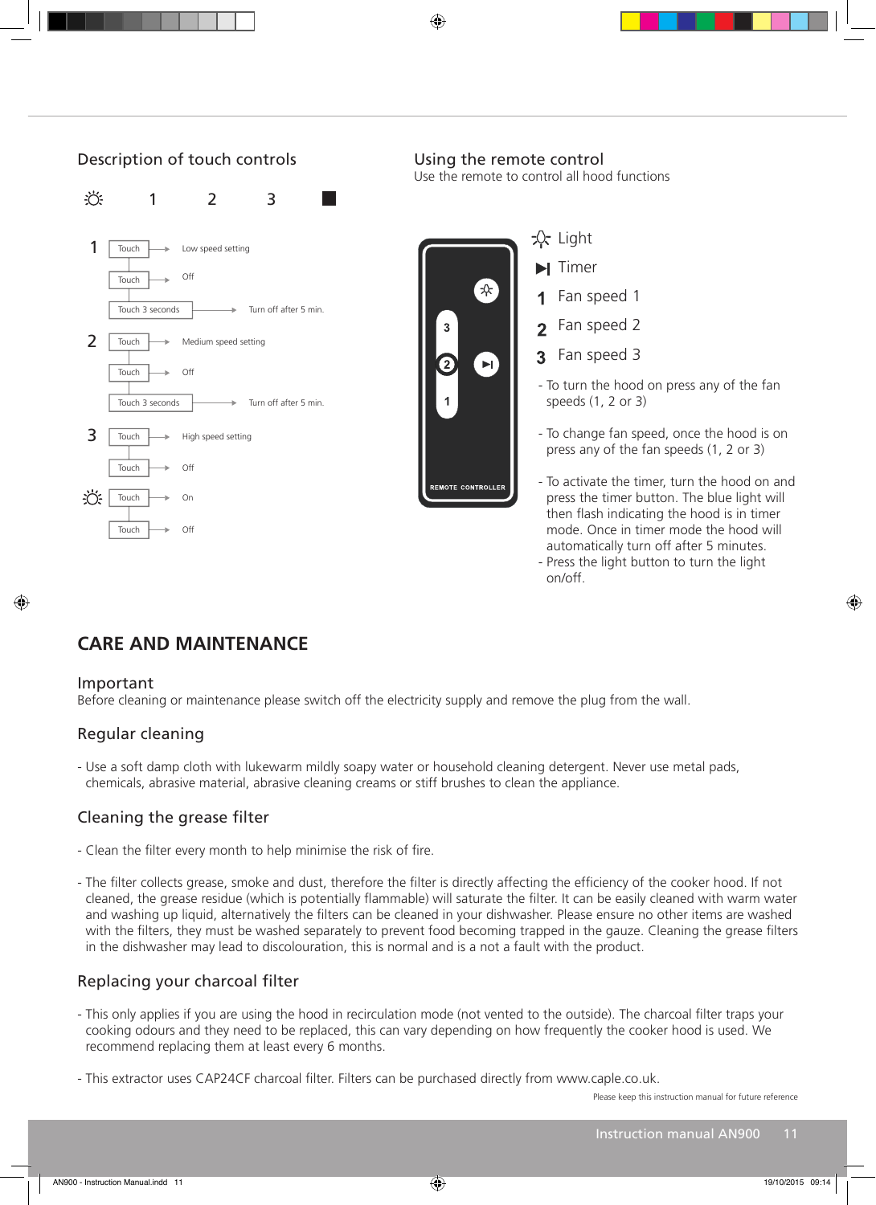## Description of touch controls

☼ 1 2 3 ■

**1**
- Touch → Low speed setting
- Touch → Off
- Touch 3 seconds → Turn off after 5 min.

**2**
- Touch → Medium speed setting
- Touch → Off
- Touch 3 seconds → Turn off after 5 min.

**3**
- Touch → High speed setting
- Touch → Off

**☼**
- Touch → On
- Touch → Off

## Using the remote control

Use the remote to control all hood functions

REMOTE CONTROLLER

- ☼ Light
- ▶| Timer
- **1** Fan speed 1
- **2** Fan speed 2
- **3** Fan speed 3

- To turn the hood on press any of the fan speeds (1, 2 or 3)
- To change fan speed, once the hood is on press any of the fan speeds (1, 2 or 3)
- To activate the timer, turn the hood on and press the timer button. The blue light will then flash indicating the hood is in timer mode. Once in timer mode the hood will automatically turn off after 5 minutes.
- Press the light button to turn the light on/off.

# CARE AND MAINTENANCE

### Important

Before cleaning or maintenance please switch off the electricity supply and remove the plug from the wall.

### Regular cleaning

- Use a soft damp cloth with lukewarm mildly soapy water or household cleaning detergent. Never use metal pads, chemicals, abrasive material, abrasive cleaning creams or stiff brushes to clean the appliance.

### Cleaning the grease filter

- Clean the filter every month to help minimise the risk of fire.

- The filter collects grease, smoke and dust, therefore the filter is directly affecting the efficiency of the cooker hood. If not cleaned, the grease residue (which is potentially flammable) will saturate the filter. It can be easily cleaned with warm water and washing up liquid, alternatively the filters can be cleaned in your dishwasher. Please ensure no other items are washed with the filters, they must be washed separately to prevent food becoming trapped in the gauze. Cleaning the grease filters in the dishwasher may lead to discolouration, this is normal and is a not a fault with the product.

### Replacing your charcoal filter

- This only applies if you are using the hood in recirculation mode (not vented to the outside). The charcoal filter traps your cooking odours and they need to be replaced, this can vary depending on how frequently the cooker hood is used. We recommend replacing them at least every 6 months.

- This extractor uses CAP24CF charcoal filter. Filters can be purchased directly from www.caple.co.uk.

Please keep this instruction manual for future reference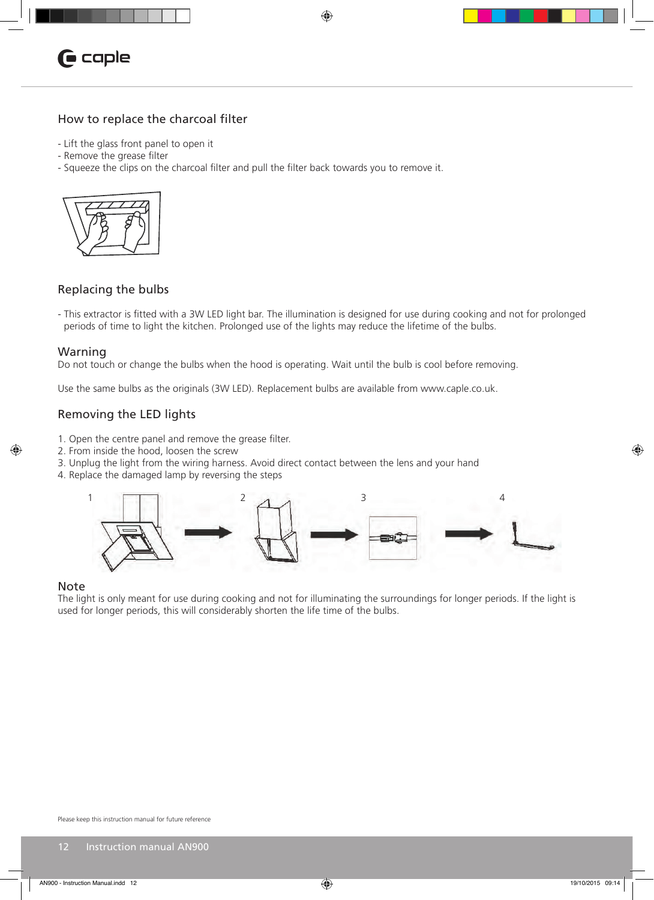## How to replace the charcoal filter

- Lift the glass front panel to open it
- Remove the grease filter
- Squeeze the clips on the charcoal filter and pull the filter back towards you to remove it.

## Replacing the bulbs

- This extractor is fitted with a 3W LED light bar. The illumination is designed for use during cooking and not for prolonged periods of time to light the kitchen. Prolonged use of the lights may reduce the lifetime of the bulbs.

### Warning

Do not touch or change the bulbs when the hood is operating. Wait until the bulb is cool before removing.

Use the same bulbs as the originals (3W LED). Replacement bulbs are available from www.caple.co.uk.

## Removing the LED lights

1. Open the centre panel and remove the grease filter.
2. From inside the hood, loosen the screw
3. Unplug the light from the wiring harness. Avoid direct contact between the lens and your hand
4. Replace the damaged lamp by reversing the steps

### Note

The light is only meant for use during cooking and not for illuminating the surroundings for longer periods. If the light is used for longer periods, this will considerably shorten the life time of the bulbs.

Please keep this instruction manual for future reference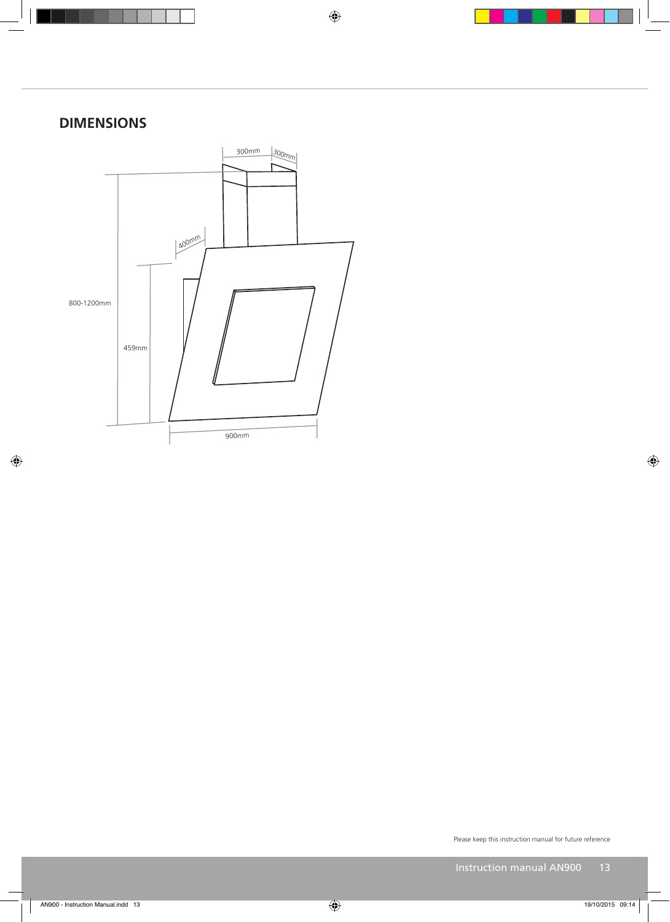## DIMENSIONS

300mm

300mm

400mm

800-1200mm

459mm

900mm

Please keep this instruction manual for future reference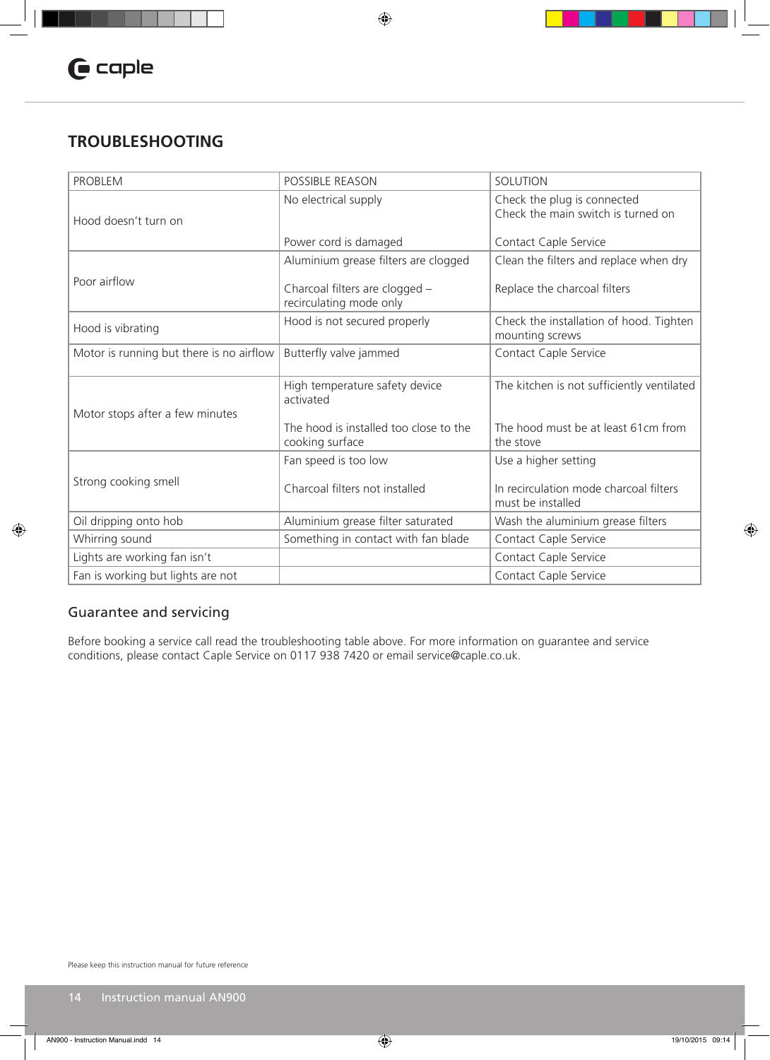## TROUBLESHOOTING

| PROBLEM | POSSIBLE REASON | SOLUTION |
|---|---|---|
| Hood doesn't turn on | No electrical supply | Check the plug is connected<br>Check the main switch is turned on |
| | Power cord is damaged | Contact Caple Service |
| Poor airflow | Aluminium grease filters are clogged | Clean the filters and replace when dry |
| | Charcoal filters are clogged – recirculating mode only | Replace the charcoal filters |
| Hood is vibrating | Hood is not secured properly | Check the installation of hood. Tighten mounting screws |
| Motor is running but there is no airflow | Butterfly valve jammed | Contact Caple Service |
| Motor stops after a few minutes | High temperature safety device activated | The kitchen is not sufficiently ventilated |
| | The hood is installed too close to the cooking surface | The hood must be at least 61cm from the stove |
| Strong cooking smell | Fan speed is too low | Use a higher setting |
| | Charcoal filters not installed | In recirculation mode charcoal filters must be installed |
| Oil dripping onto hob | Aluminium grease filter saturated | Wash the aluminium grease filters |
| Whirring sound | Something in contact with fan blade | Contact Caple Service |
| Lights are working fan isn't | | Contact Caple Service |
| Fan is working but lights are not | | Contact Caple Service |

### Guarantee and servicing

Before booking a service call read the troubleshooting table above. For more information on guarantee and service conditions, please contact Caple Service on 0117 938 7420 or email service@caple.co.uk.

Please keep this instruction manual for future reference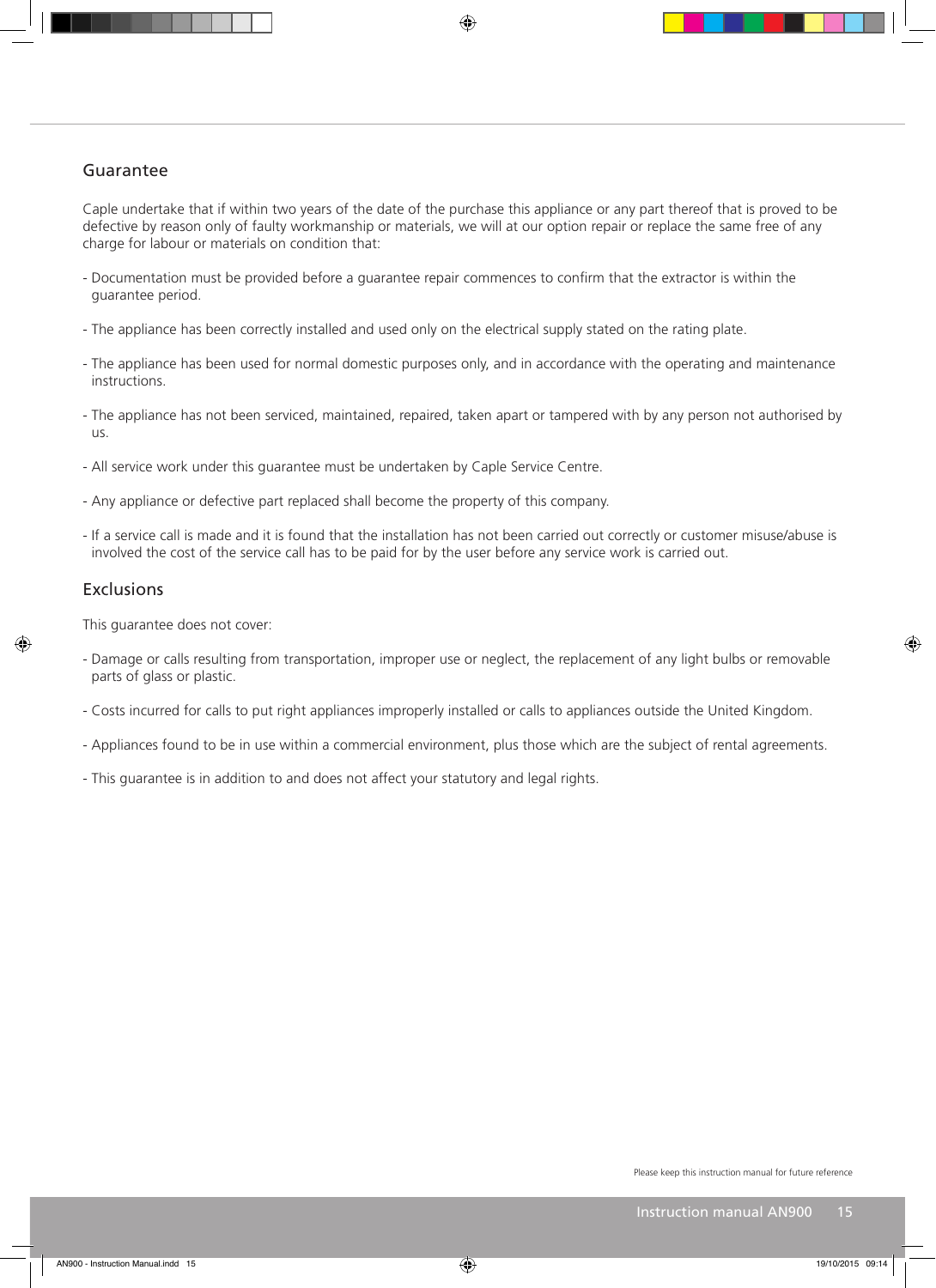## Guarantee

Caple undertake that if within two years of the date of the purchase this appliance or any part thereof that is proved to be defective by reason only of faulty workmanship or materials, we will at our option repair or replace the same free of any charge for labour or materials on condition that:

- Documentation must be provided before a guarantee repair commences to confirm that the extractor is within the guarantee period.
- The appliance has been correctly installed and used only on the electrical supply stated on the rating plate.
- The appliance has been used for normal domestic purposes only, and in accordance with the operating and maintenance instructions.
- The appliance has not been serviced, maintained, repaired, taken apart or tampered with by any person not authorised by us.
- All service work under this guarantee must be undertaken by Caple Service Centre.
- Any appliance or defective part replaced shall become the property of this company.
- If a service call is made and it is found that the installation has not been carried out correctly or customer misuse/abuse is involved the cost of the service call has to be paid for by the user before any service work is carried out.

## Exclusions

This guarantee does not cover:

- Damage or calls resulting from transportation, improper use or neglect, the replacement of any light bulbs or removable parts of glass or plastic.
- Costs incurred for calls to put right appliances improperly installed or calls to appliances outside the United Kingdom.
- Appliances found to be in use within a commercial environment, plus those which are the subject of rental agreements.
- This guarantee is in addition to and does not affect your statutory and legal rights.

Please keep this instruction manual for future reference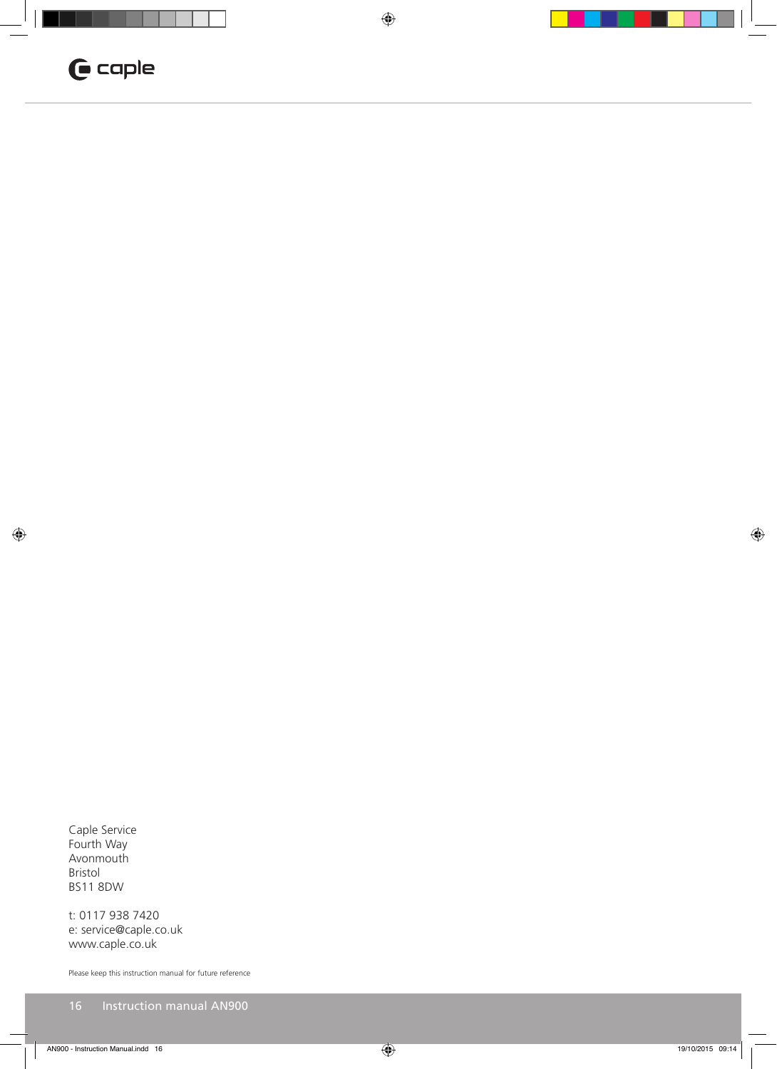caple

Caple Service
Fourth Way
Avonmouth
Bristol
BS11 8DW

t: 0117 938 7420
e: service@caple.co.uk
www.caple.co.uk

Please keep this instruction manual for future reference